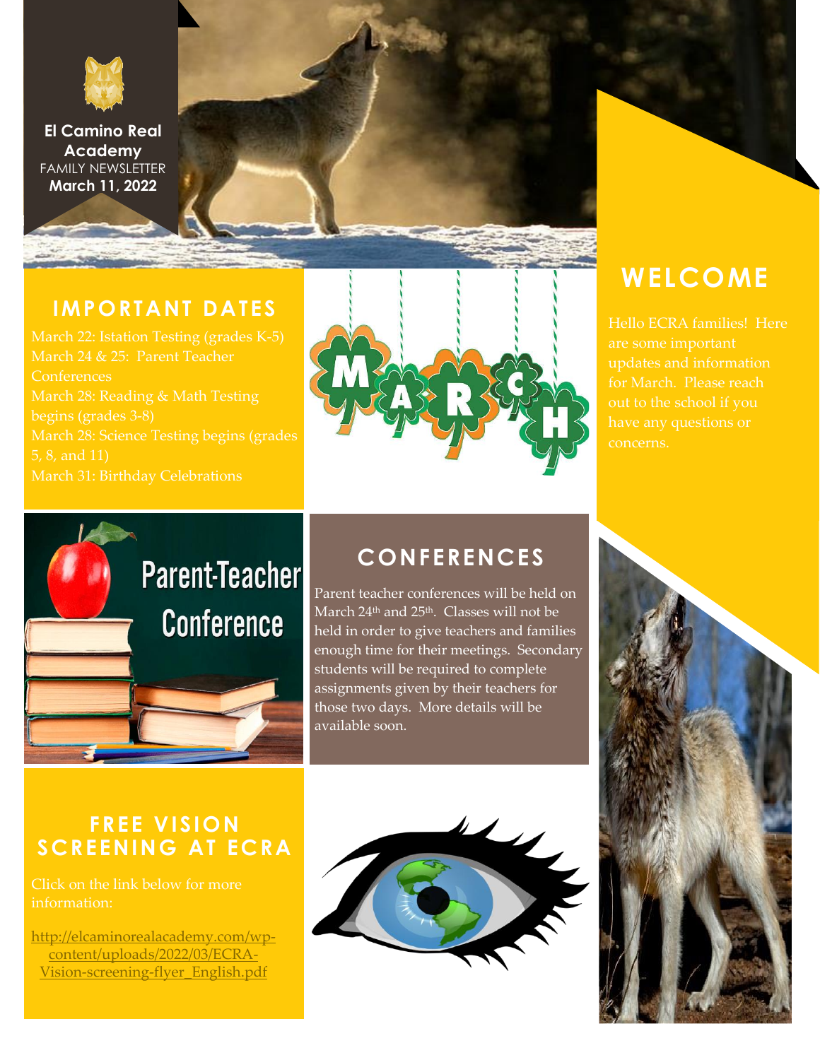**El Camino Real Academy**
FAMILY NEWSLETTER
**March 11, 2022**

## WELCOME

Hello ECRA families! Here are some important updates and information for March. Please reach out to the school if you have any questions or concerns.

## IMPORTANT DATES

March 22: Istation Testing (grades K-5)
March 24 & 25: Parent Teacher Conferences
March 28: Reading & Math Testing begins (grades 3-8)
March 28: Science Testing begins (grades 5, 8, and 11)
March 31: Birthday Celebrations

## CONFERENCES

Parent teacher conferences will be held on March 24th and 25th. Classes will not be held in order to give teachers and families enough time for their meetings. Secondary students will be required to complete assignments given by their teachers for those two days. More details will be available soon.

## FREE VISION SCREENING AT ECRA

Click on the link below for more information:

http://elcaminorealacademy.com/wp-content/uploads/2022/03/ECRA-Vision-screening-flyer_English.pdf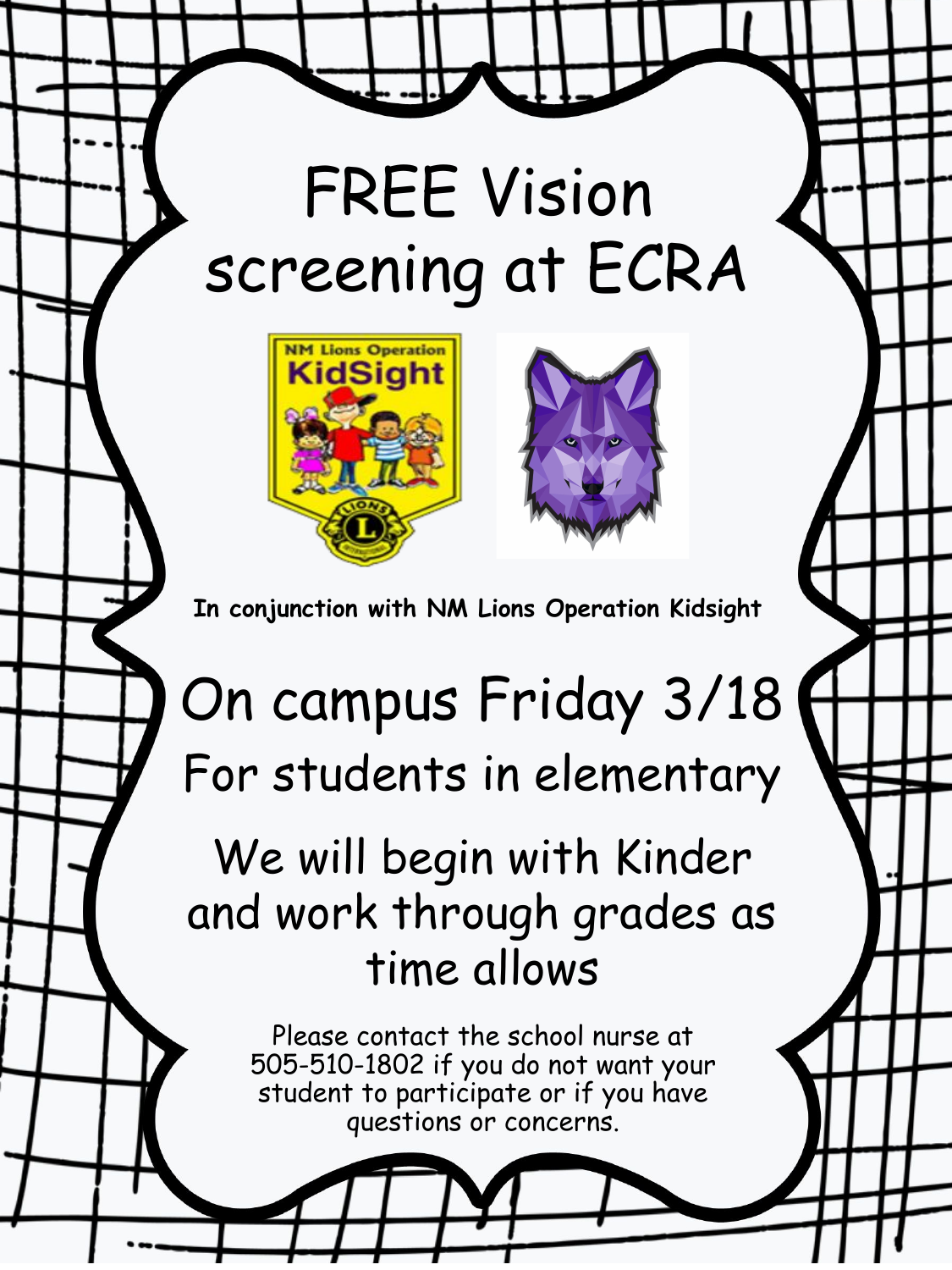# FREE Vision screening at ECRA

**In conjunction with NM Lions Operation Kidsight**

## On campus Friday 3/18

### For students in elementary

### We will begin with Kinder and work through grades as time allows

Please contact the school nurse at 505-510-1802 if you do not want your student to participate or if you have questions or concerns.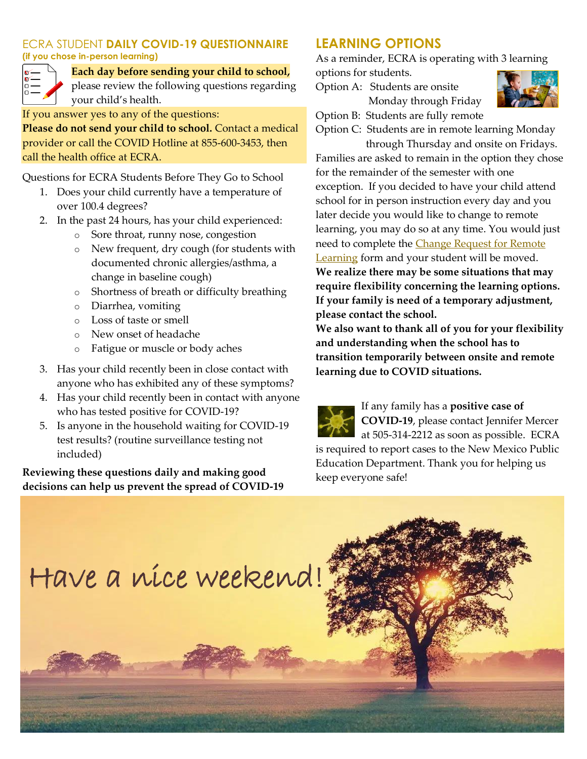## ECRA STUDENT **DAILY COVID-19 QUESTIONNAIRE**

**(if you chose in-person learning)**

**Each day before sending your child to school,** please review the following questions regarding your child's health.

If you answer yes to any of the questions:
**Please do not send your child to school.** Contact a medical provider or call the COVID Hotline at 855-600-3453, then call the health office at ECRA.

Questions for ECRA Students Before They Go to School

1. Does your child currently have a temperature of over 100.4 degrees?
2. In the past 24 hours, has your child experienced:
   - Sore throat, runny nose, congestion
   - New frequent, dry cough (for students with documented chronic allergies/asthma, a change in baseline cough)
   - Shortness of breath or difficulty breathing
   - Diarrhea, vomiting
   - Loss of taste or smell
   - New onset of headache
   - Fatigue or muscle or body aches
3. Has your child recently been in close contact with anyone who has exhibited any of these symptoms?
4. Has your child recently been in contact with anyone who has tested positive for COVID-19?
5. Is anyone in the household waiting for COVID-19 test results? (routine surveillance testing not included)

**Reviewing these questions daily and making good decisions can help us prevent the spread of COVID-19**

## LEARNING OPTIONS

As a reminder, ECRA is operating with 3 learning options for students.

Option A: Students are onsite Monday through Friday

Option B: Students are fully remote

Option C: Students are in remote learning Monday through Thursday and onsite on Fridays.

Families are asked to remain in the option they chose for the remainder of the semester with one exception. If you decided to have your child attend school for in person instruction every day and you later decide you would like to change to remote learning, you may do so at any time. You would just need to complete the Change Request for Remote Learning form and your student will be moved.

**We realize there may be some situations that may require flexibility concerning the learning options. If your family is need of a temporary adjustment, please contact the school.**

**We also want to thank all of you for your flexibility and understanding when the school has to transition temporarily between onsite and remote learning due to COVID situations.**

If any family has a **positive case of COVID-19**, please contact Jennifer Mercer at 505-314-2212 as soon as possible. ECRA is required to report cases to the New Mexico Public Education Department. Thank you for helping us keep everyone safe!

Have a nice weekend!